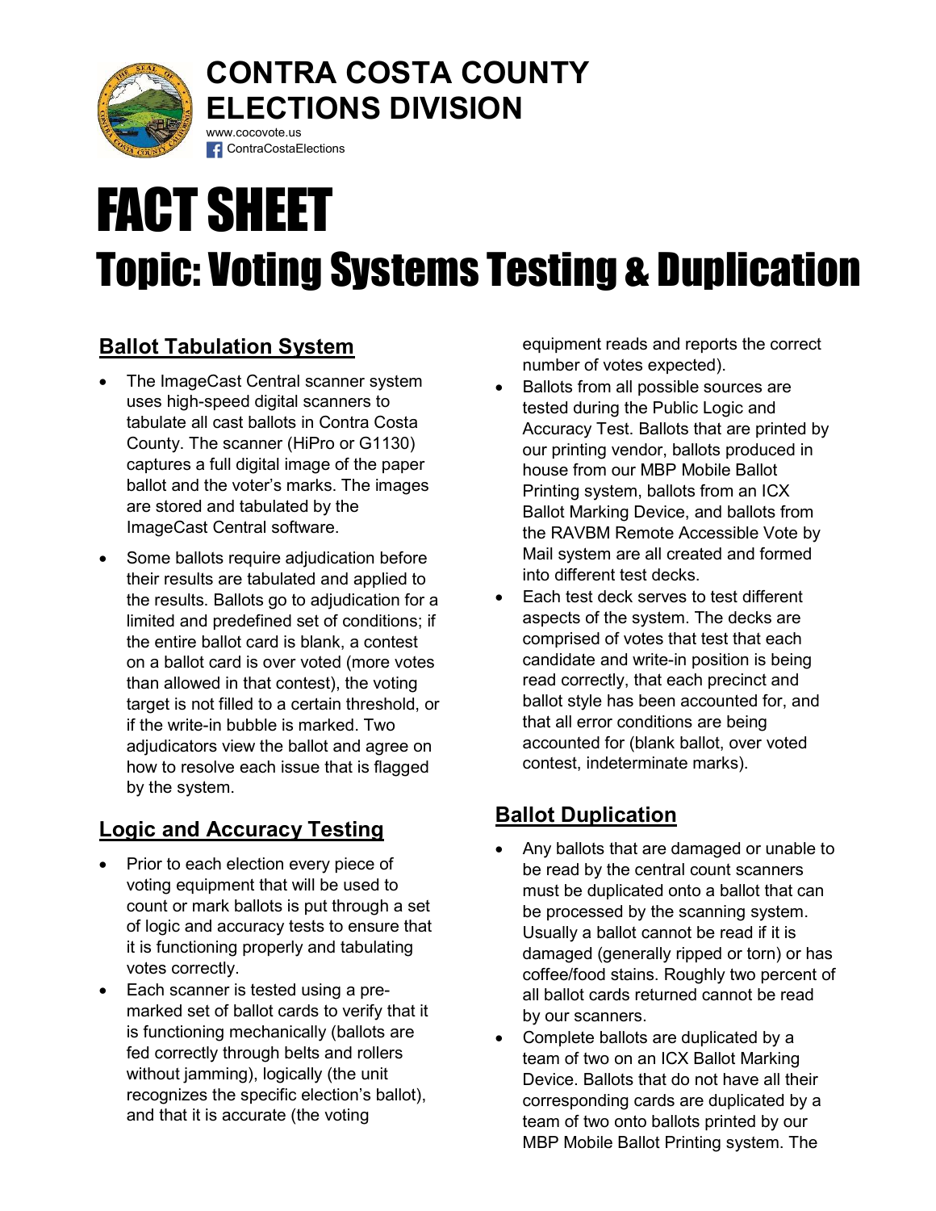# CONTRA COSTA COUNTY ELECTIONS DIVISION

www.cocovote.us
ContraCostaElections

# FACT SHEET

# Topic: Voting Systems Testing & Duplication

## Ballot Tabulation System

- The ImageCast Central scanner system uses high-speed digital scanners to tabulate all cast ballots in Contra Costa County. The scanner (HiPro or G1130) captures a full digital image of the paper ballot and the voter's marks. The images are stored and tabulated by the ImageCast Central software.
- Some ballots require adjudication before their results are tabulated and applied to the results. Ballots go to adjudication for a limited and predefined set of conditions; if the entire ballot card is blank, a contest on a ballot card is over voted (more votes than allowed in that contest), the voting target is not filled to a certain threshold, or if the write-in bubble is marked. Two adjudicators view the ballot and agree on how to resolve each issue that is flagged by the system.

## Logic and Accuracy Testing

- Prior to each election every piece of voting equipment that will be used to count or mark ballots is put through a set of logic and accuracy tests to ensure that it is functioning properly and tabulating votes correctly.
- Each scanner is tested using a pre-marked set of ballot cards to verify that it is functioning mechanically (ballots are fed correctly through belts and rollers without jamming), logically (the unit recognizes the specific election's ballot), and that it is accurate (the voting equipment reads and reports the correct number of votes expected).
- Ballots from all possible sources are tested during the Public Logic and Accuracy Test. Ballots that are printed by our printing vendor, ballots produced in house from our MBP Mobile Ballot Printing system, ballots from an ICX Ballot Marking Device, and ballots from the RAVBM Remote Accessible Vote by Mail system are all created and formed into different test decks.
- Each test deck serves to test different aspects of the system. The decks are comprised of votes that test that each candidate and write-in position is being read correctly, that each precinct and ballot style has been accounted for, and that all error conditions are being accounted for (blank ballot, over voted contest, indeterminate marks).

## Ballot Duplication

- Any ballots that are damaged or unable to be read by the central count scanners must be duplicated onto a ballot that can be processed by the scanning system. Usually a ballot cannot be read if it is damaged (generally ripped or torn) or has coffee/food stains. Roughly two percent of all ballot cards returned cannot be read by our scanners.
- Complete ballots are duplicated by a team of two on an ICX Ballot Marking Device. Ballots that do not have all their corresponding cards are duplicated by a team of two onto ballots printed by our MBP Mobile Ballot Printing system. The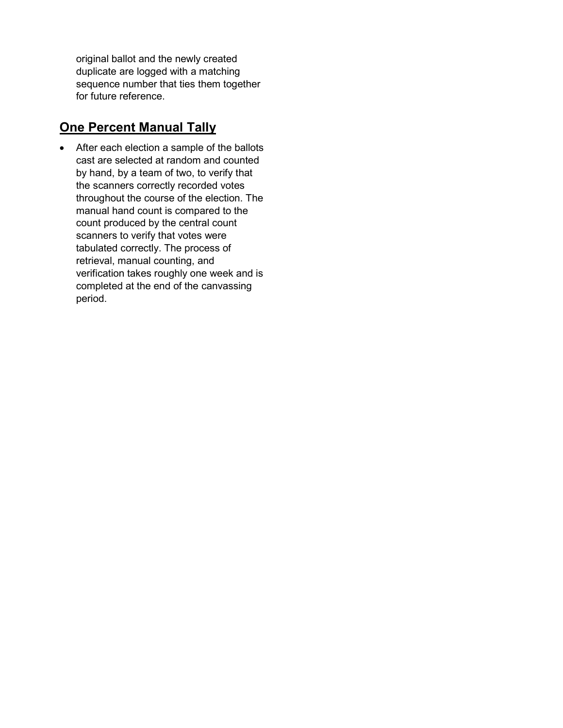original ballot and the newly created duplicate are logged with a matching sequence number that ties them together for future reference.

## One Percent Manual Tally

- After each election a sample of the ballots cast are selected at random and counted by hand, by a team of two, to verify that the scanners correctly recorded votes throughout the course of the election. The manual hand count is compared to the count produced by the central count scanners to verify that votes were tabulated correctly. The process of retrieval, manual counting, and verification takes roughly one week and is completed at the end of the canvassing period.